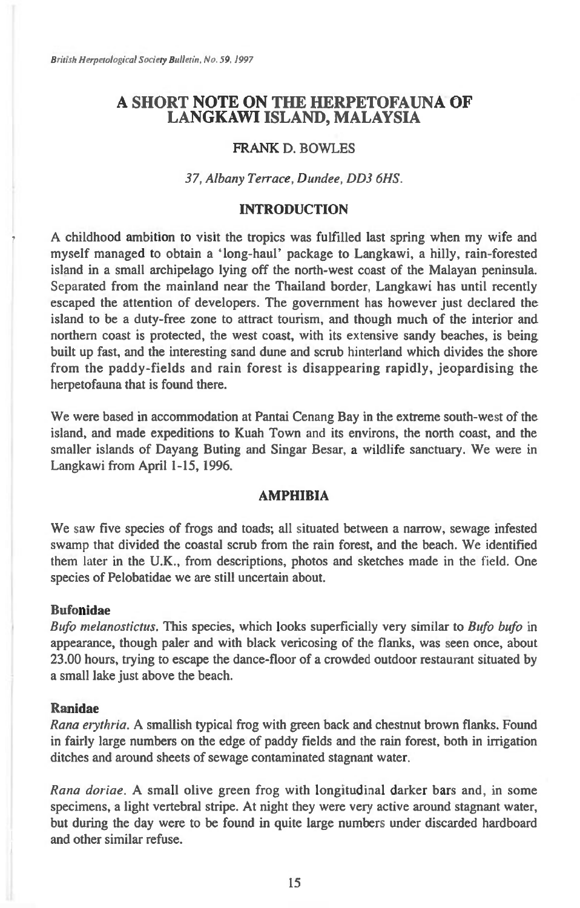# A SHORT NOTE ON THE HERPETOFAUNA OF LANGKAWI ISLAND, MALAYSIA

FRANK D. BOWLES

*37, Albany Terrace, Dundee, DD3 6HS.*

## INTRODUCTION

A childhood ambition to visit the tropics was fulfilled last spring when my wife and myself managed to obtain a 'long-haul' package to Langkawi, a hilly, rain-forested island in a small archipelago lying off the north-west coast of the Malayan peninsula. Separated from the mainland near the Thailand border, Langkawi has until recently escaped the attention of developers. The government has however just declared the island to be a duty-free zone to attract tourism, and though much of the interior and northern coast is protected, the west coast, with its extensive sandy beaches, is being built up fast, and the interesting sand dune and scrub hinterland which divides the shore from the paddy-fields and rain forest is disappearing rapidly, jeopardising the herpetofauna that is found there.

We were based in accommodation at Pantai Cenang Bay in the extreme south-west of the island, and made expeditions to Kuah Town and its environs, the north coast, and the smaller islands of Dayang Buting and Singar Besar, a wildlife sanctuary. We were in Langkawi from April 1-15, 1996.

## AMPHIBIA

We saw five species of frogs and toads; all situated between a narrow, sewage infested swamp that divided the coastal scrub from the rain forest, and the beach. We identified them later in the U.K., from descriptions, photos and sketches made in the field. One species of Pelobatidae we are still uncertain about.

### Bufonidae

*Bufo melanostictus*. This species, which looks superficially very similar to *Bufo bufo* in appearance, though paler and with black vericosing of the flanks, was seen once, about 23.00 hours, trying to escape the dance-floor of a crowded outdoor restaurant situated by a small lake just above the beach.

### Ranidae

*Rana erythria*. A smallish typical frog with green back and chestnut brown flanks. Found in fairly large numbers on the edge of paddy fields and the rain forest, both in irrigation ditches and around sheets of sewage contaminated stagnant water.

*Rana doriae*. A small olive green frog with longitudinal darker bars and, in some specimens, a light vertebral stripe. At night they were very active around stagnant water, but during the day were to be found in quite large numbers under discarded hardboard and other similar refuse.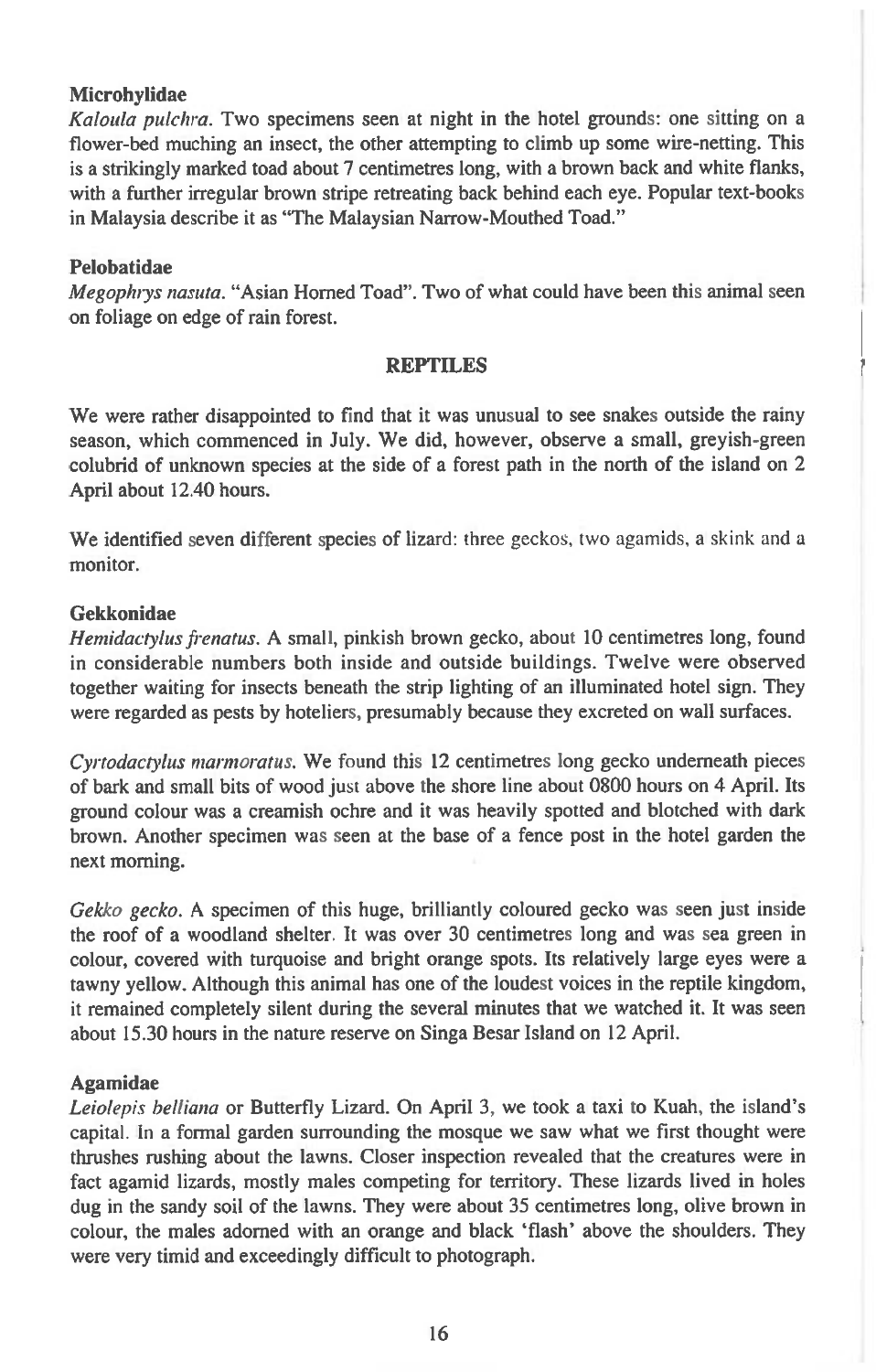**Microhylidae**

*Kaloula pulchra*. Two specimens seen at night in the hotel grounds: one sitting on a flower-bed muching an insect, the other attempting to climb up some wire-netting. This is a strikingly marked toad about 7 centimetres long, with a brown back and white flanks, with a further irregular brown stripe retreating back behind each eye. Popular text-books in Malaysia describe it as "The Malaysian Narrow-Mouthed Toad."

**Pelobatidae**

*Megophrys nasuta*. "Asian Horned Toad". Two of what could have been this animal seen on foliage on edge of rain forest.

## REPTILES

We were rather disappointed to find that it was unusual to see snakes outside the rainy season, which commenced in July. We did, however, observe a small, greyish-green colubrid of unknown species at the side of a forest path in the north of the island on 2 April about 12.40 hours.

We identified seven different species of lizard: three geckos, two agamids, a skink and a monitor.

**Gekkonidae**

*Hemidactylus frenatus*. A small, pinkish brown gecko, about 10 centimetres long, found in considerable numbers both inside and outside buildings. Twelve were observed together waiting for insects beneath the strip lighting of an illuminated hotel sign. They were regarded as pests by hoteliers, presumably because they excreted on wall surfaces.

*Cyrtodactylus marmoratus*. We found this 12 centimetres long gecko underneath pieces of bark and small bits of wood just above the shore line about 0800 hours on 4 April. Its ground colour was a creamish ochre and it was heavily spotted and blotched with dark brown. Another specimen was seen at the base of a fence post in the hotel garden the next morning.

*Gekko gecko*. A specimen of this huge, brilliantly coloured gecko was seen just inside the roof of a woodland shelter. It was over 30 centimetres long and was sea green in colour, covered with turquoise and bright orange spots. Its relatively large eyes were a tawny yellow. Although this animal has one of the loudest voices in the reptile kingdom, it remained completely silent during the several minutes that we watched it. It was seen about 15.30 hours in the nature reserve on Singa Besar Island on 12 April.

**Agamidae**

*Leiolepis belliana* or Butterfly Lizard. On April 3, we took a taxi to Kuah, the island's capital. In a formal garden surrounding the mosque we saw what we first thought were thrushes rushing about the lawns. Closer inspection revealed that the creatures were in fact agamid lizards, mostly males competing for territory. These lizards lived in holes dug in the sandy soil of the lawns. They were about 35 centimetres long, olive brown in colour, the males adorned with an orange and black 'flash' above the shoulders. They were very timid and exceedingly difficult to photograph.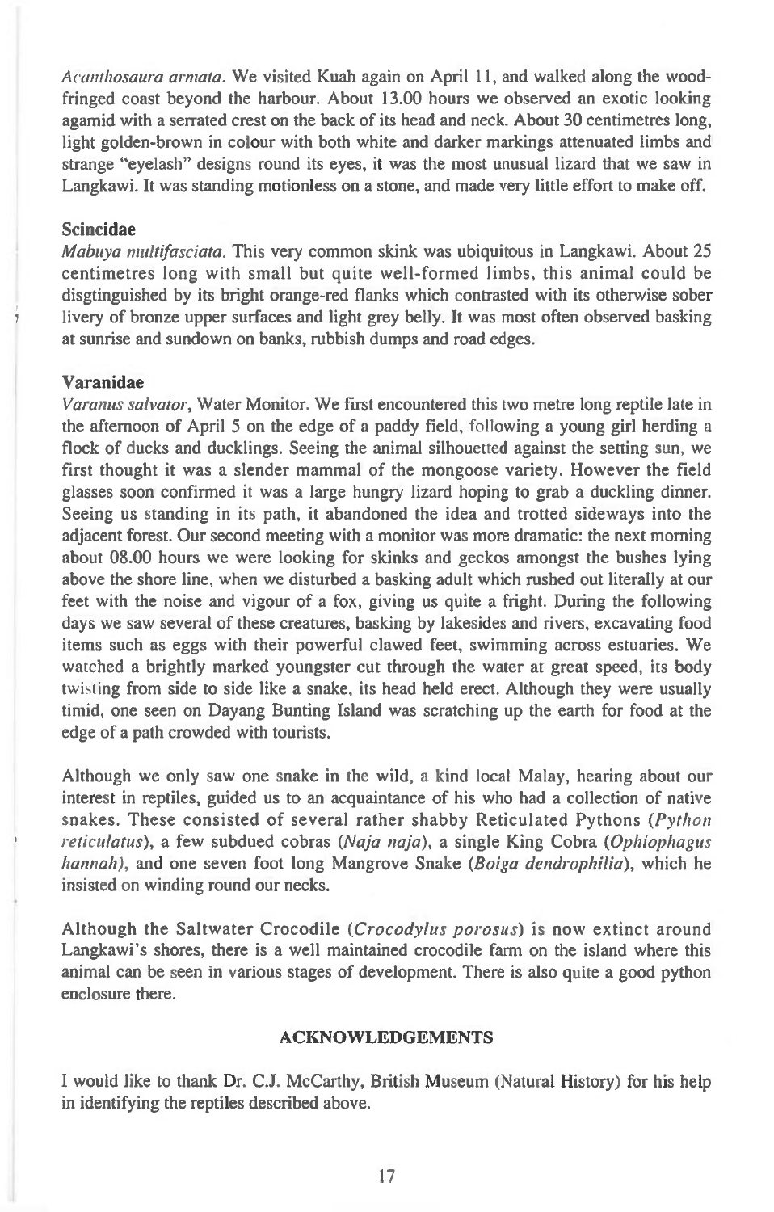*Acanthosaura armata*. We visited Kuah again on April 11, and walked along the wood-fringed coast beyond the harbour. About 13.00 hours we observed an exotic looking agamid with a serrated crest on the back of its head and neck. About 30 centimetres long, light golden-brown in colour with both white and darker markings attenuated limbs and strange "eyelash" designs round its eyes, it was the most unusual lizard that we saw in Langkawi. It was standing motionless on a stone, and made very little effort to make off.

### Scincidae

*Mabuya multifasciata*. This very common skink was ubiquitous in Langkawi. About 25 centimetres long with small but quite well-formed limbs, this animal could be disgtinguished by its bright orange-red flanks which contrasted with its otherwise sober livery of bronze upper surfaces and light grey belly. It was most often observed basking at sunrise and sundown on banks, rubbish dumps and road edges.

### Varanidae

*Varanus salvator*, Water Monitor. We first encountered this two metre long reptile late in the afternoon of April 5 on the edge of a paddy field, following a young girl herding a flock of ducks and ducklings. Seeing the animal silhouetted against the setting sun, we first thought it was a slender mammal of the mongoose variety. However the field glasses soon confirmed it was a large hungry lizard hoping to grab a duckling dinner. Seeing us standing in its path, it abandoned the idea and trotted sideways into the adjacent forest. Our second meeting with a monitor was more dramatic: the next morning about 08.00 hours we were looking for skinks and geckos amongst the bushes lying above the shore line, when we disturbed a basking adult which rushed out literally at our feet with the noise and vigour of a fox, giving us quite a fright. During the following days we saw several of these creatures, basking by lakesides and rivers, excavating food items such as eggs with their powerful clawed feet, swimming across estuaries. We watched a brightly marked youngster cut through the water at great speed, its body twisting from side to side like a snake, its head held erect. Although they were usually timid, one seen on Dayang Bunting Island was scratching up the earth for food at the edge of a path crowded with tourists.

Although we only saw one snake in the wild, a kind local Malay, hearing about our interest in reptiles, guided us to an acquaintance of his who had a collection of native snakes. These consisted of several rather shabby Reticulated Pythons (*Python reticulatus*), a few subdued cobras (*Naja naja*), a single King Cobra (*Ophiophagus hannah*), and one seven foot long Mangrove Snake (*Boiga dendrophilia*), which he insisted on winding round our necks.

Although the Saltwater Crocodile (*Crocodylus porosus*) is now extinct around Langkawi's shores, there is a well maintained crocodile farm on the island where this animal can be seen in various stages of development. There is also quite a good python enclosure there.

### ACKNOWLEDGEMENTS

I would like to thank Dr. C.J. McCarthy, British Museum (Natural History) for his help in identifying the reptiles described above.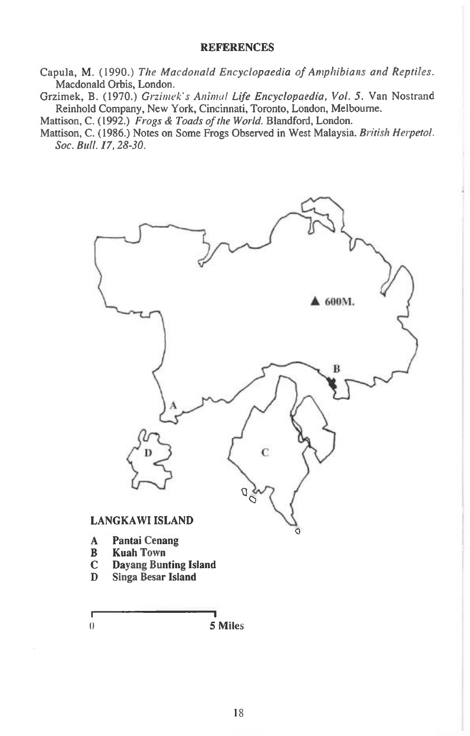## REFERENCES

Capula, M. (1990.) *The Macdonald Encyclopaedia of Amphibians and Reptiles*. Macdonald Orbis, London.

Grzimek, B. (1970.) *Grzimek's Animal Life Encyclopaedia, Vol. 5*. Van Nostrand Reinhold Company, New York, Cincinnati, Toronto, London, Melbourne.

Mattison, C. (1992.) *Frogs & Toads of the World*. Blandford, London.

Mattison, C. (1986.) Notes on Some Frogs Observed in West Malaysia. *British Herpetol. Soc. Bull. 17, 28-30.*

▲ 600M.

B

A

D

C

**LANGKAWI ISLAND**

**A Pantai Cenang**
**B Kuah Town**
**C Dayang Bunting Island**
**D Singa Besar Island**

0 **5 Miles**